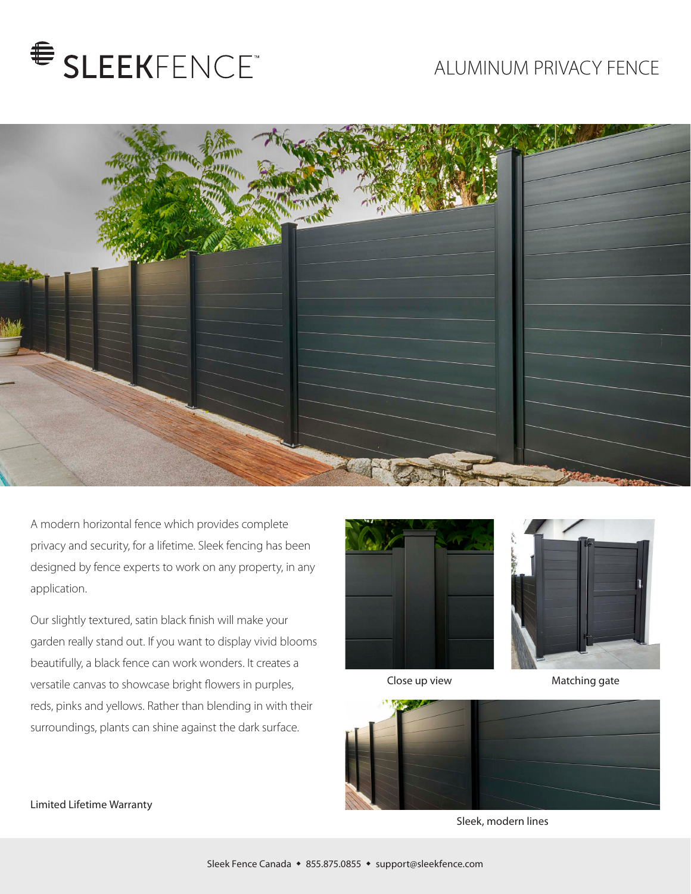# SLEEKFENCE™

## ALUMINUM PRIVACY FENCE

A modern horizontal fence which provides complete privacy and security, for a lifetime. Sleek fencing has been designed by fence experts to work on any property, in any application.

Our slightly textured, satin black finish will make your garden really stand out. If you want to display vivid blooms beautifully, a black fence can work wonders. It creates a versatile canvas to showcase bright flowers in purples, reds, pinks and yellows. Rather than blending in with their surroundings, plants can shine against the dark surface.

Close up view

Matching gate

Sleek, modern lines

Limited Lifetime Warranty

Sleek Fence Canada ◆ 855.875.0855 ◆ support@sleekfence.com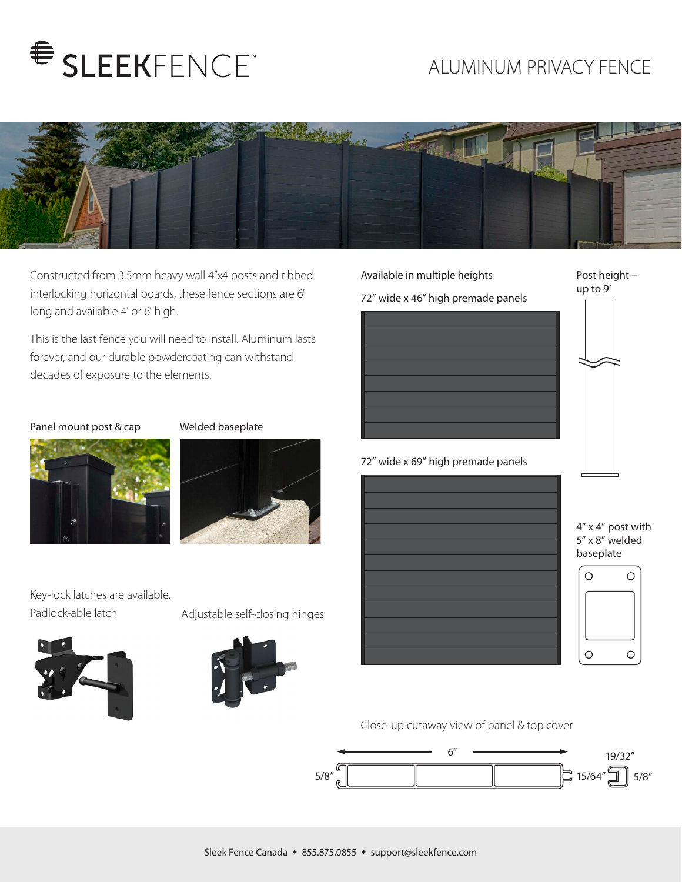# SLEEKFENCE™

## ALUMINUM PRIVACY FENCE

Constructed from 3.5mm heavy wall 4"x4 posts and ribbed interlocking horizontal boards, these fence sections are 6' long and available 4' or 6' high.

This is the last fence you will need to install. Aluminum lasts forever, and our durable powdercoating can withstand decades of exposure to the elements.

Panel mount post & cap

Welded baseplate

Key-lock latches are available.

Padlock-able latch

Adjustable self-closing hinges

Available in multiple heights

72" wide x 46" high premade panels

72" wide x 69" high premade panels

Post height – up to 9'

4" x 4" post with 5" x 8" welded baseplate

Close-up cutaway view of panel & top cover

6"

5/8"

15/64"

19/32"

5/8"

Sleek Fence Canada ◆ 855.875.0855 ◆ support@sleekfence.com